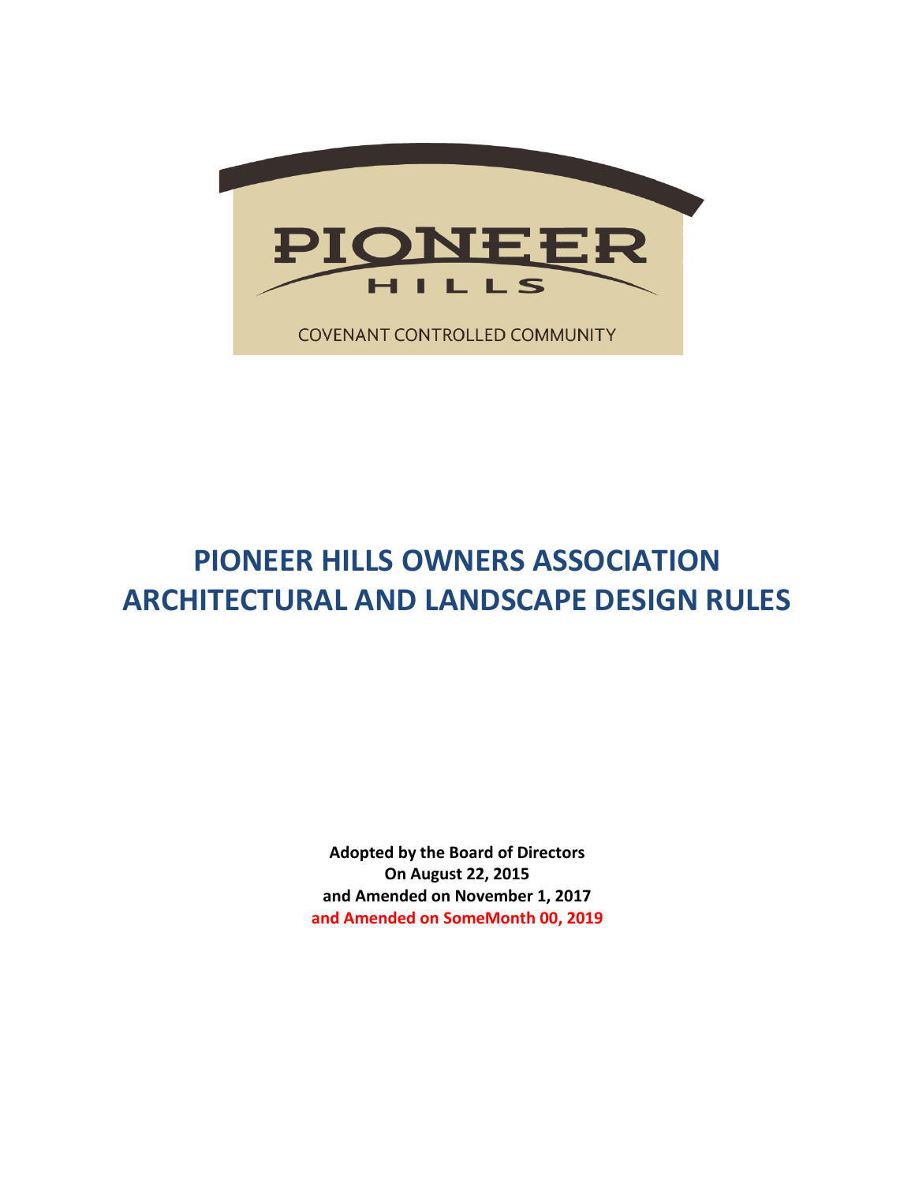PIONEER

HILLS

COVENANT CONTROLLED COMMUNITY

# PIONEER HILLS OWNERS ASSOCIATION ARCHITECTURAL AND LANDSCAPE DESIGN RULES

**Adopted by the Board of Directors**
**On August 22, 2015**
**and Amended on November 1, 2017**
**and Amended on SomeMonth 00, 2019**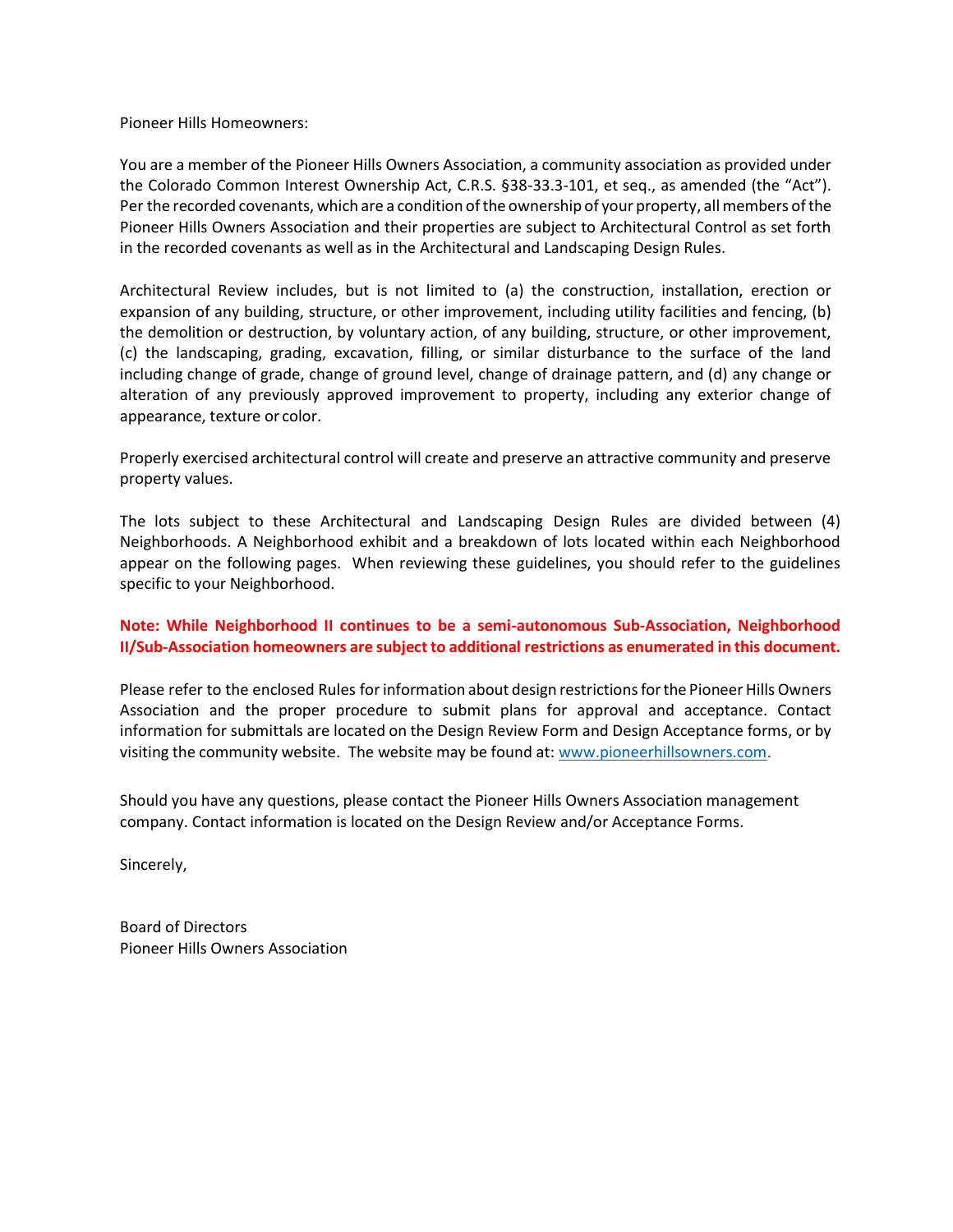Pioneer Hills Homeowners:

You are a member of the Pioneer Hills Owners Association, a community association as provided under the Colorado Common Interest Ownership Act, C.R.S. §38-33.3-101, et seq., as amended (the "Act"). Per the recorded covenants, which are a condition of the ownership of your property, all members of the Pioneer Hills Owners Association and their properties are subject to Architectural Control as set forth in the recorded covenants as well as in the Architectural and Landscaping Design Rules.

Architectural Review includes, but is not limited to (a) the construction, installation, erection or expansion of any building, structure, or other improvement, including utility facilities and fencing, (b) the demolition or destruction, by voluntary action, of any building, structure, or other improvement, (c) the landscaping, grading, excavation, filling, or similar disturbance to the surface of the land including change of grade, change of ground level, change of drainage pattern, and (d) any change or alteration of any previously approved improvement to property, including any exterior change of appearance, texture or color.

Properly exercised architectural control will create and preserve an attractive community and preserve property values.

The lots subject to these Architectural and Landscaping Design Rules are divided between (4) Neighborhoods. A Neighborhood exhibit and a breakdown of lots located within each Neighborhood appear on the following pages. When reviewing these guidelines, you should refer to the guidelines specific to your Neighborhood.

**Note: While Neighborhood II continues to be a semi-autonomous Sub-Association, Neighborhood II/Sub-Association homeowners are subject to additional restrictions as enumerated in this document.**

Please refer to the enclosed Rules for information about design restrictions for the Pioneer Hills Owners Association and the proper procedure to submit plans for approval and acceptance. Contact information for submittals are located on the Design Review Form and Design Acceptance forms, or by visiting the community website. The website may be found at: [www.pioneerhillsowners.com](http://www.pioneerhillsowners.com).

Should you have any questions, please contact the Pioneer Hills Owners Association management company. Contact information is located on the Design Review and/or Acceptance Forms.

Sincerely,

Board of Directors
Pioneer Hills Owners Association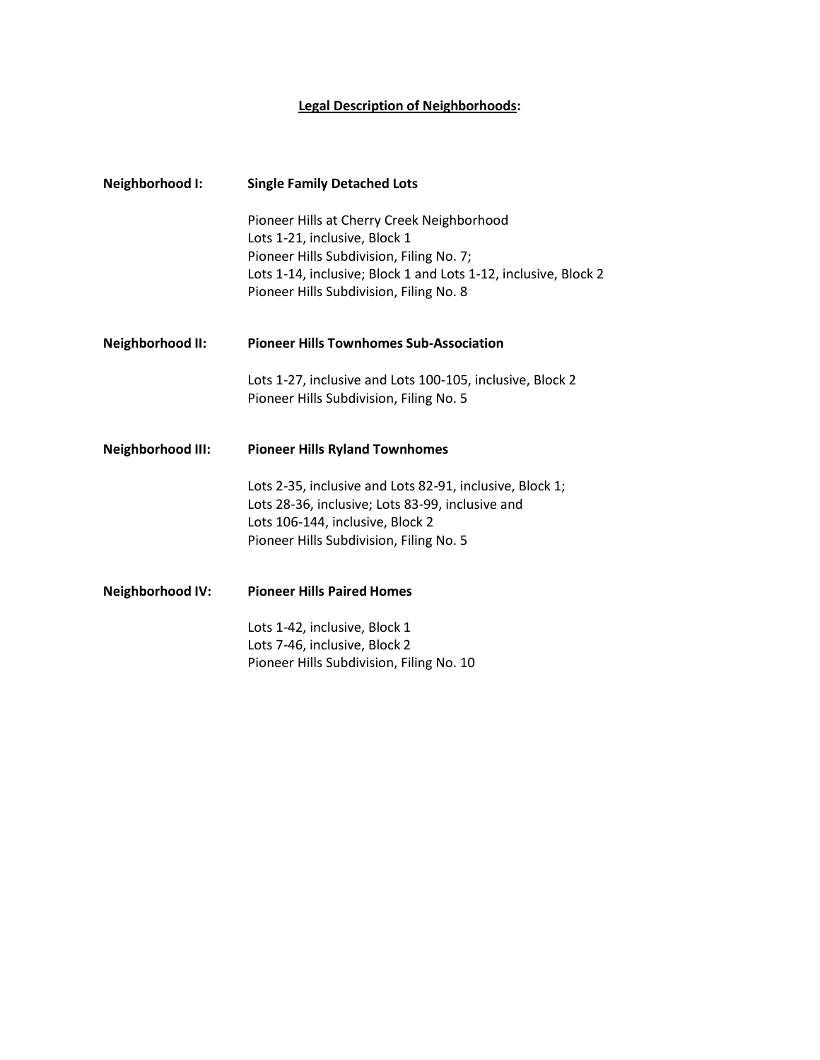## <u>Legal Description of Neighborhoods</u>:

**Neighborhood I:** **Single Family Detached Lots**

Pioneer Hills at Cherry Creek Neighborhood
Lots 1-21, inclusive, Block 1
Pioneer Hills Subdivision, Filing No. 7;
Lots 1-14, inclusive; Block 1 and Lots 1-12, inclusive, Block 2
Pioneer Hills Subdivision, Filing No. 8

**Neighborhood II:** **Pioneer Hills Townhomes Sub-Association**

Lots 1-27, inclusive and Lots 100-105, inclusive, Block 2
Pioneer Hills Subdivision, Filing No. 5

**Neighborhood III:** **Pioneer Hills Ryland Townhomes**

Lots 2-35, inclusive and Lots 82-91, inclusive, Block 1;
Lots 28-36, inclusive; Lots 83-99, inclusive and
Lots 106-144, inclusive, Block 2
Pioneer Hills Subdivision, Filing No. 5

**Neighborhood IV:** **Pioneer Hills Paired Homes**

Lots 1-42, inclusive, Block 1
Lots 7-46, inclusive, Block 2
Pioneer Hills Subdivision, Filing No. 10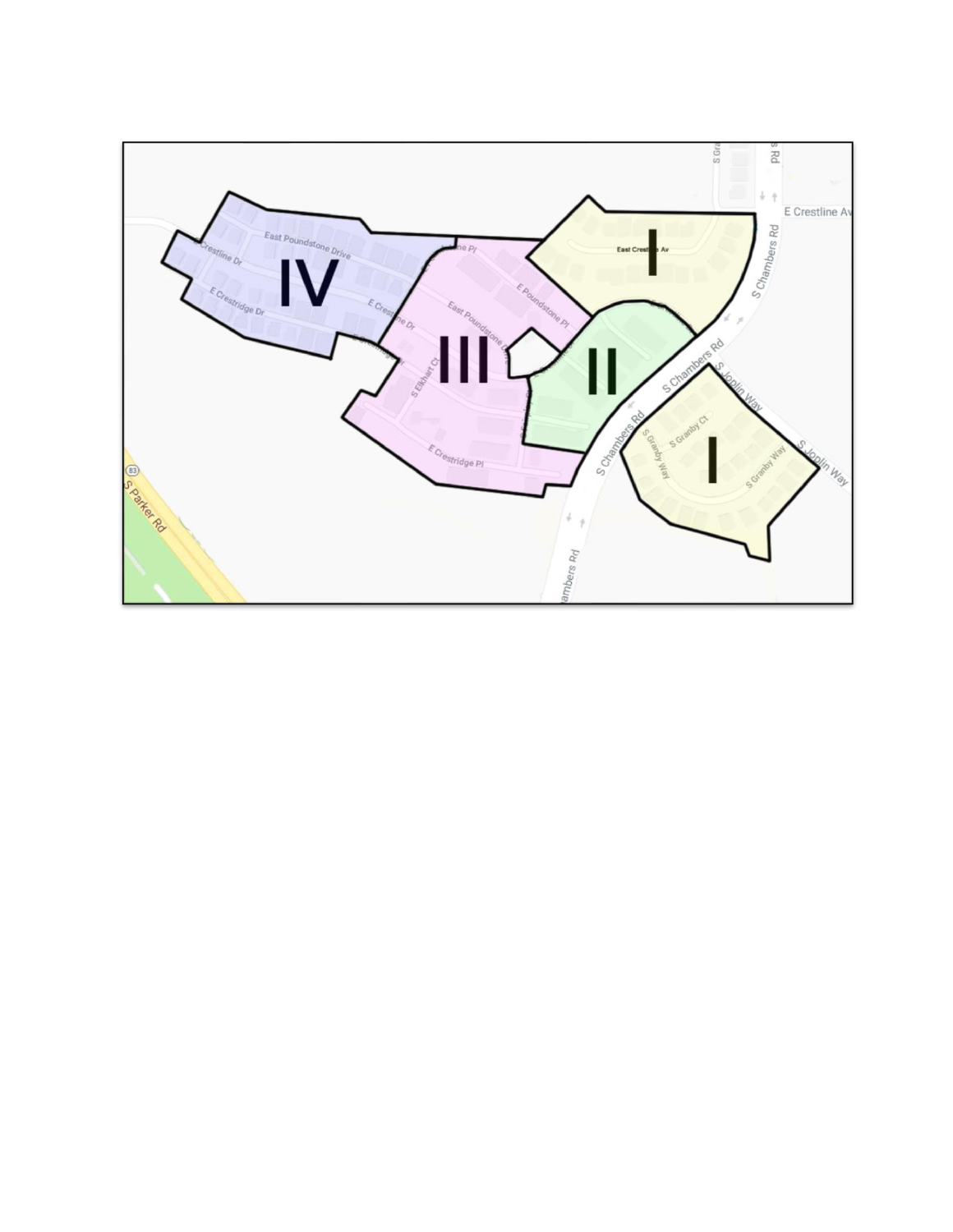IV

III

II

I

I

East Poundstone Drive

Crestline Dr

E Crestridge Dr

E Crestline Dr

E Poundstone Pl

East Poundstone Dr

S Elkhart Ct

E Crestridge Pl

East Crestline Av

E Crestline Av

S Chambers Rd

S Joplin Way

S Granby Ct

S Granby Way

S Parker Rd

83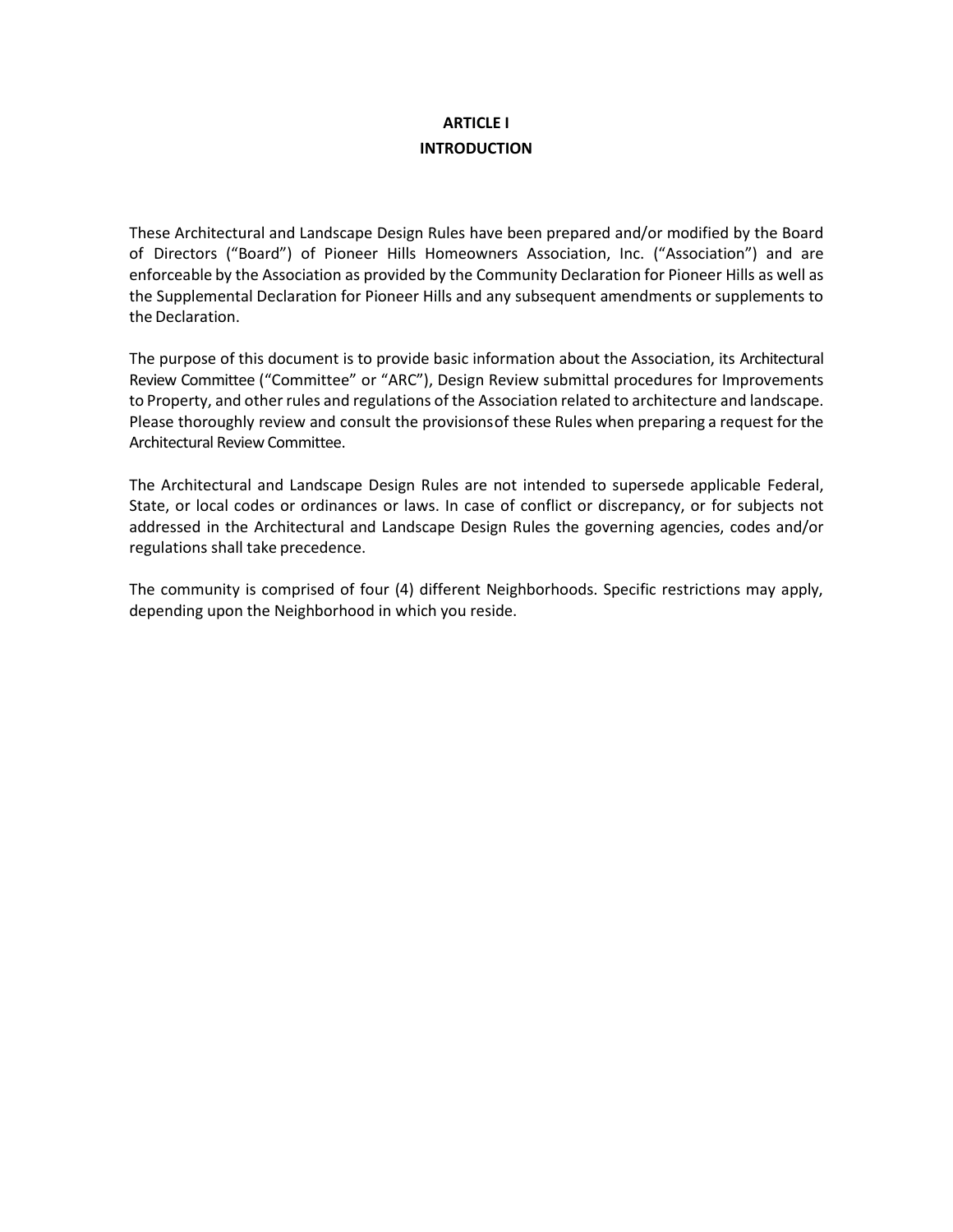# ARTICLE I
# INTRODUCTION

These Architectural and Landscape Design Rules have been prepared and/or modified by the Board of Directors ("Board") of Pioneer Hills Homeowners Association, Inc. ("Association") and are enforceable by the Association as provided by the Community Declaration for Pioneer Hills as well as the Supplemental Declaration for Pioneer Hills and any subsequent amendments or supplements to the Declaration.

The purpose of this document is to provide basic information about the Association, its Architectural Review Committee ("Committee" or "ARC"), Design Review submittal procedures for Improvements to Property, and other rules and regulations of the Association related to architecture and landscape. Please thoroughly review and consult the provisions of these Rules when preparing a request for the Architectural Review Committee.

The Architectural and Landscape Design Rules are not intended to supersede applicable Federal, State, or local codes or ordinances or laws. In case of conflict or discrepancy, or for subjects not addressed in the Architectural and Landscape Design Rules the governing agencies, codes and/or regulations shall take precedence.

The community is comprised of four (4) different Neighborhoods. Specific restrictions may apply, depending upon the Neighborhood in which you reside.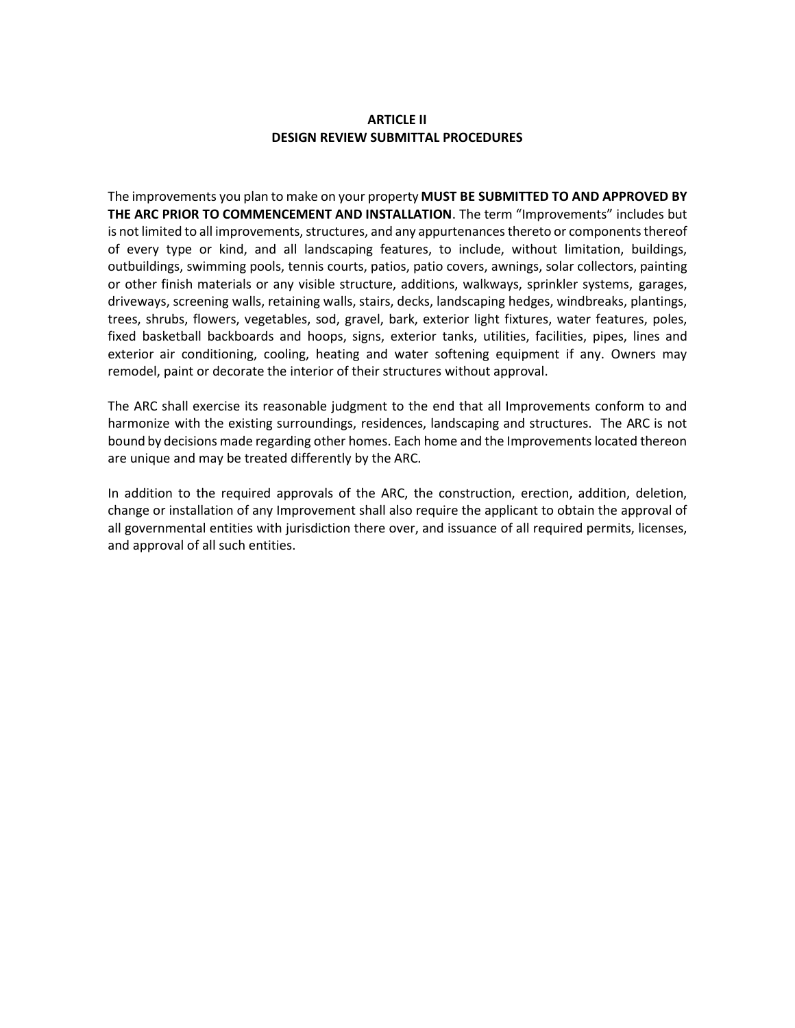# ARTICLE II
# DESIGN REVIEW SUBMITTAL PROCEDURES

The improvements you plan to make on your property **MUST BE SUBMITTED TO AND APPROVED BY THE ARC PRIOR TO COMMENCEMENT AND INSTALLATION**. The term "Improvements" includes but is not limited to all improvements, structures, and any appurtenances thereto or components thereof of every type or kind, and all landscaping features, to include, without limitation, buildings, outbuildings, swimming pools, tennis courts, patios, patio covers, awnings, solar collectors, painting or other finish materials or any visible structure, additions, walkways, sprinkler systems, garages, driveways, screening walls, retaining walls, stairs, decks, landscaping hedges, windbreaks, plantings, trees, shrubs, flowers, vegetables, sod, gravel, bark, exterior light fixtures, water features, poles, fixed basketball backboards and hoops, signs, exterior tanks, utilities, facilities, pipes, lines and exterior air conditioning, cooling, heating and water softening equipment if any. Owners may remodel, paint or decorate the interior of their structures without approval.

The ARC shall exercise its reasonable judgment to the end that all Improvements conform to and harmonize with the existing surroundings, residences, landscaping and structures. The ARC is not bound by decisions made regarding other homes. Each home and the Improvements located thereon are unique and may be treated differently by the ARC.

In addition to the required approvals of the ARC, the construction, erection, addition, deletion, change or installation of any Improvement shall also require the applicant to obtain the approval of all governmental entities with jurisdiction there over, and issuance of all required permits, licenses, and approval of all such entities.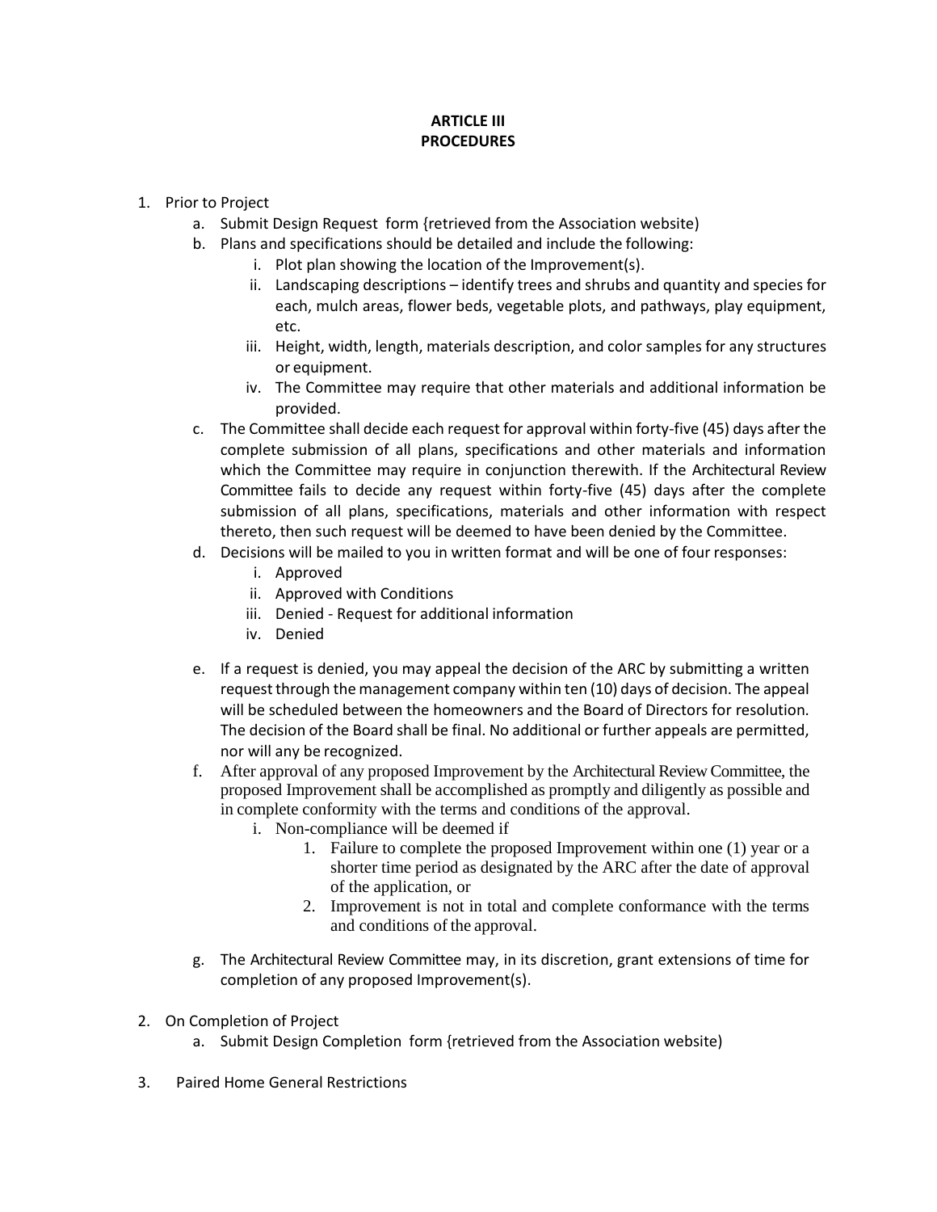# ARTICLE III
# PROCEDURES

1. Prior to Project
   a. Submit Design Request form {retrieved from the Association website)
   b. Plans and specifications should be detailed and include the following:
      i. Plot plan showing the location of the Improvement(s).
      ii. Landscaping descriptions – identify trees and shrubs and quantity and species for each, mulch areas, flower beds, vegetable plots, and pathways, play equipment, etc.
      iii. Height, width, length, materials description, and color samples for any structures or equipment.
      iv. The Committee may require that other materials and additional information be provided.
   c. The Committee shall decide each request for approval within forty-five (45) days after the complete submission of all plans, specifications and other materials and information which the Committee may require in conjunction therewith. If the Architectural Review Committee fails to decide any request within forty-five (45) days after the complete submission of all plans, specifications, materials and other information with respect thereto, then such request will be deemed to have been denied by the Committee.
   d. Decisions will be mailed to you in written format and will be one of four responses:
      i. Approved
      ii. Approved with Conditions
      iii. Denied - Request for additional information
      iv. Denied
   e. If a request is denied, you may appeal the decision of the ARC by submitting a written request through the management company within ten (10) days of decision. The appeal will be scheduled between the homeowners and the Board of Directors for resolution. The decision of the Board shall be final. No additional or further appeals are permitted, nor will any be recognized.
   f. After approval of any proposed Improvement by the Architectural Review Committee, the proposed Improvement shall be accomplished as promptly and diligently as possible and in complete conformity with the terms and conditions of the approval.
      i. Non-compliance will be deemed if
         1. Failure to complete the proposed Improvement within one (1) year or a shorter time period as designated by the ARC after the date of approval of the application, or
         2. Improvement is not in total and complete conformance with the terms and conditions of the approval.
   g. The Architectural Review Committee may, in its discretion, grant extensions of time for completion of any proposed Improvement(s).

2. On Completion of Project
   a. Submit Design Completion form {retrieved from the Association website)

3. Paired Home General Restrictions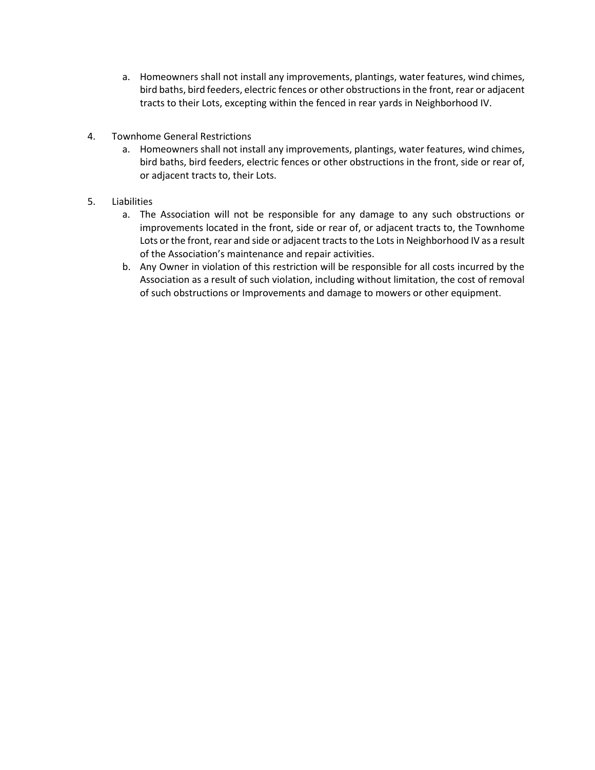a. Homeowners shall not install any improvements, plantings, water features, wind chimes, bird baths, bird feeders, electric fences or other obstructions in the front, rear or adjacent tracts to their Lots, excepting within the fenced in rear yards in Neighborhood IV.

4. Townhome General Restrictions
   a. Homeowners shall not install any improvements, plantings, water features, wind chimes, bird baths, bird feeders, electric fences or other obstructions in the front, side or rear of, or adjacent tracts to, their Lots.

5. Liabilities
   a. The Association will not be responsible for any damage to any such obstructions or improvements located in the front, side or rear of, or adjacent tracts to, the Townhome Lots or the front, rear and side or adjacent tracts to the Lots in Neighborhood IV as a result of the Association's maintenance and repair activities.
   b. Any Owner in violation of this restriction will be responsible for all costs incurred by the Association as a result of such violation, including without limitation, the cost of removal of such obstructions or Improvements and damage to mowers or other equipment.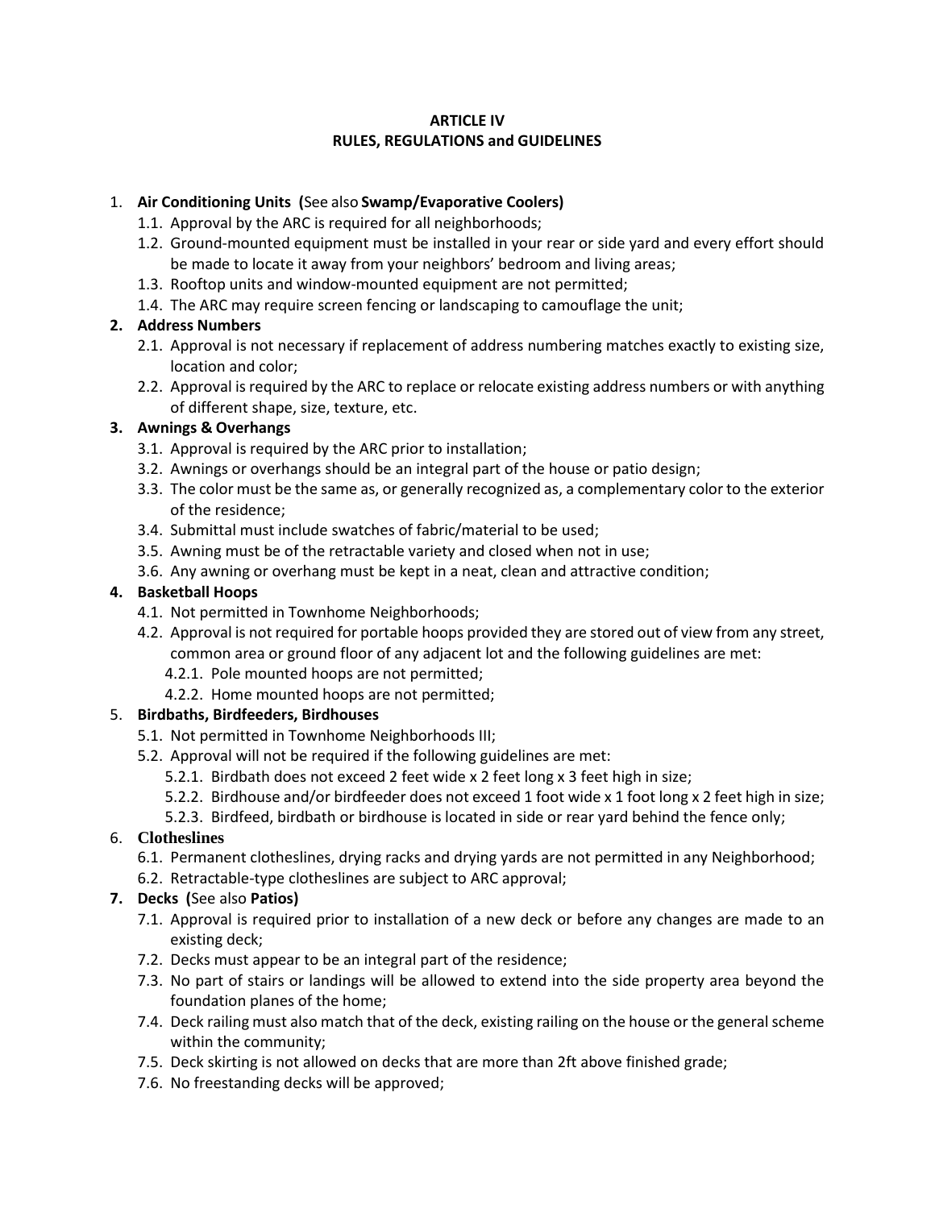**ARTICLE IV**
**RULES, REGULATIONS and GUIDELINES**

1. **Air Conditioning Units (**See also **Swamp/Evaporative Coolers)**
   1.1. Approval by the ARC is required for all neighborhoods;
   1.2. Ground-mounted equipment must be installed in your rear or side yard and every effort should be made to locate it away from your neighbors' bedroom and living areas;
   1.3. Rooftop units and window-mounted equipment are not permitted;
   1.4. The ARC may require screen fencing or landscaping to camouflage the unit;
2. **Address Numbers**
   2.1. Approval is not necessary if replacement of address numbering matches exactly to existing size, location and color;
   2.2. Approval is required by the ARC to replace or relocate existing address numbers or with anything of different shape, size, texture, etc.
3. **Awnings & Overhangs**
   3.1. Approval is required by the ARC prior to installation;
   3.2. Awnings or overhangs should be an integral part of the house or patio design;
   3.3. The color must be the same as, or generally recognized as, a complementary color to the exterior of the residence;
   3.4. Submittal must include swatches of fabric/material to be used;
   3.5. Awning must be of the retractable variety and closed when not in use;
   3.6. Any awning or overhang must be kept in a neat, clean and attractive condition;
4. **Basketball Hoops**
   4.1. Not permitted in Townhome Neighborhoods;
   4.2. Approval is not required for portable hoops provided they are stored out of view from any street, common area or ground floor of any adjacent lot and the following guidelines are met:
      4.2.1. Pole mounted hoops are not permitted;
      4.2.2. Home mounted hoops are not permitted;
5. **Birdbaths, Birdfeeders, Birdhouses**
   5.1. Not permitted in Townhome Neighborhoods III;
   5.2. Approval will not be required if the following guidelines are met:
      5.2.1. Birdbath does not exceed 2 feet wide x 2 feet long x 3 feet high in size;
      5.2.2. Birdhouse and/or birdfeeder does not exceed 1 foot wide x 1 foot long x 2 feet high in size;
      5.2.3. Birdfeed, birdbath or birdhouse is located in side or rear yard behind the fence only;
6. **Clotheslines**
   6.1. Permanent clotheslines, drying racks and drying yards are not permitted in any Neighborhood;
   6.2. Retractable-type clotheslines are subject to ARC approval;
7. **Decks (**See also **Patios)**
   7.1. Approval is required prior to installation of a new deck or before any changes are made to an existing deck;
   7.2. Decks must appear to be an integral part of the residence;
   7.3. No part of stairs or landings will be allowed to extend into the side property area beyond the foundation planes of the home;
   7.4. Deck railing must also match that of the deck, existing railing on the house or the general scheme within the community;
   7.5. Deck skirting is not allowed on decks that are more than 2ft above finished grade;
   7.6. No freestanding decks will be approved;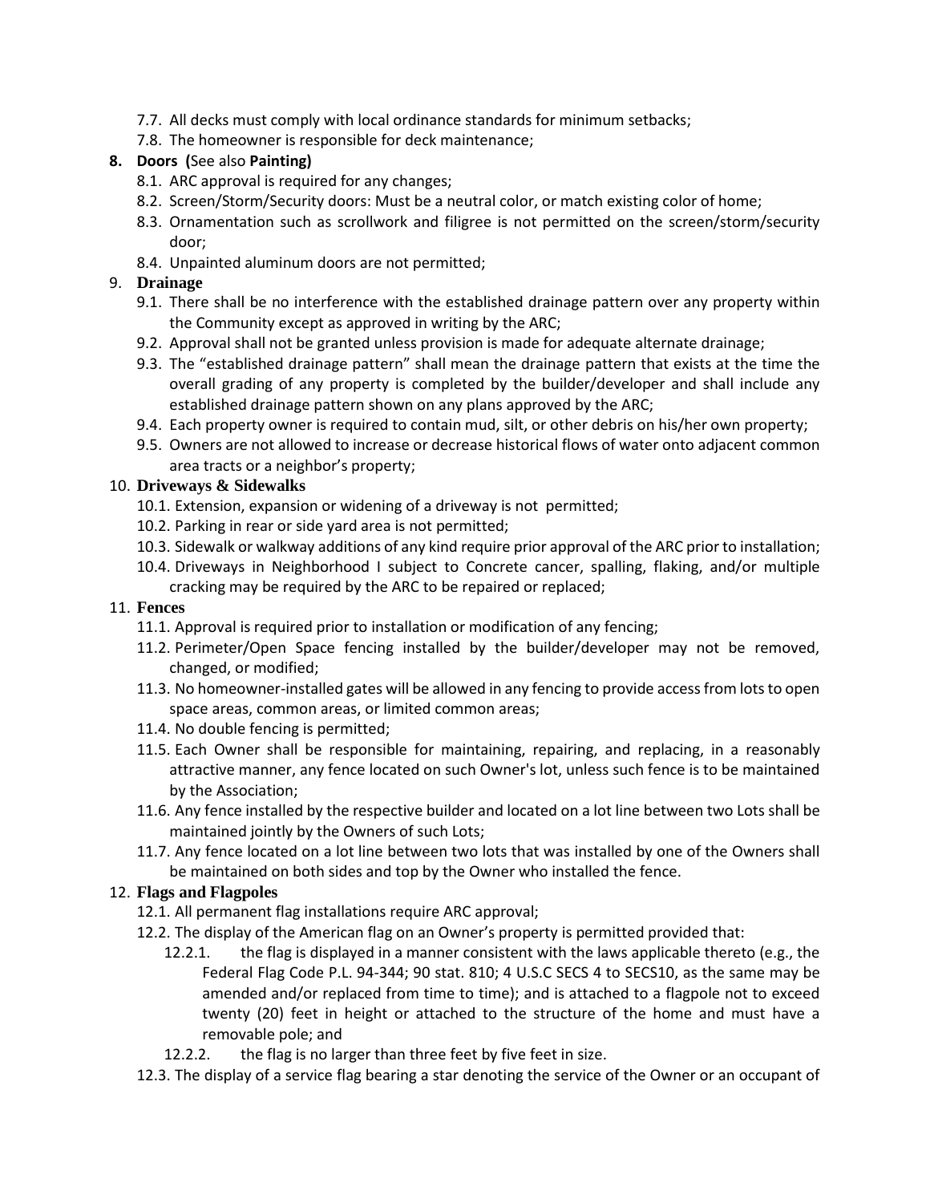7.7. All decks must comply with local ordinance standards for minimum setbacks;

7.8. The homeowner is responsible for deck maintenance;

**8. Doors (**See also **Painting)**

8.1. ARC approval is required for any changes;

8.2. Screen/Storm/Security doors: Must be a neutral color, or match existing color of home;

8.3. Ornamentation such as scrollwork and filigree is not permitted on the screen/storm/security door;

8.4. Unpainted aluminum doors are not permitted;

9. **Drainage**

9.1. There shall be no interference with the established drainage pattern over any property within the Community except as approved in writing by the ARC;

9.2. Approval shall not be granted unless provision is made for adequate alternate drainage;

9.3. The "established drainage pattern" shall mean the drainage pattern that exists at the time the overall grading of any property is completed by the builder/developer and shall include any established drainage pattern shown on any plans approved by the ARC;

9.4. Each property owner is required to contain mud, silt, or other debris on his/her own property;

9.5. Owners are not allowed to increase or decrease historical flows of water onto adjacent common area tracts or a neighbor's property;

10. **Driveways & Sidewalks**

10.1. Extension, expansion or widening of a driveway is not permitted;

10.2. Parking in rear or side yard area is not permitted;

10.3. Sidewalk or walkway additions of any kind require prior approval of the ARC prior to installation;

10.4. Driveways in Neighborhood I subject to Concrete cancer, spalling, flaking, and/or multiple cracking may be required by the ARC to be repaired or replaced;

11. **Fences**

11.1. Approval is required prior to installation or modification of any fencing;

11.2. Perimeter/Open Space fencing installed by the builder/developer may not be removed, changed, or modified;

11.3. No homeowner-installed gates will be allowed in any fencing to provide access from lots to open space areas, common areas, or limited common areas;

11.4. No double fencing is permitted;

11.5. Each Owner shall be responsible for maintaining, repairing, and replacing, in a reasonably attractive manner, any fence located on such Owner's lot, unless such fence is to be maintained by the Association;

11.6. Any fence installed by the respective builder and located on a lot line between two Lots shall be maintained jointly by the Owners of such Lots;

11.7. Any fence located on a lot line between two lots that was installed by one of the Owners shall be maintained on both sides and top by the Owner who installed the fence.

12. **Flags and Flagpoles**

12.1. All permanent flag installations require ARC approval;

12.2. The display of the American flag on an Owner's property is permitted provided that:

12.2.1. the flag is displayed in a manner consistent with the laws applicable thereto (e.g., the Federal Flag Code P.L. 94-344; 90 stat. 810; 4 U.S.C SECS 4 to SECS10, as the same may be amended and/or replaced from time to time); and is attached to a flagpole not to exceed twenty (20) feet in height or attached to the structure of the home and must have a removable pole; and

12.2.2. the flag is no larger than three feet by five feet in size.

12.3. The display of a service flag bearing a star denoting the service of the Owner or an occupant of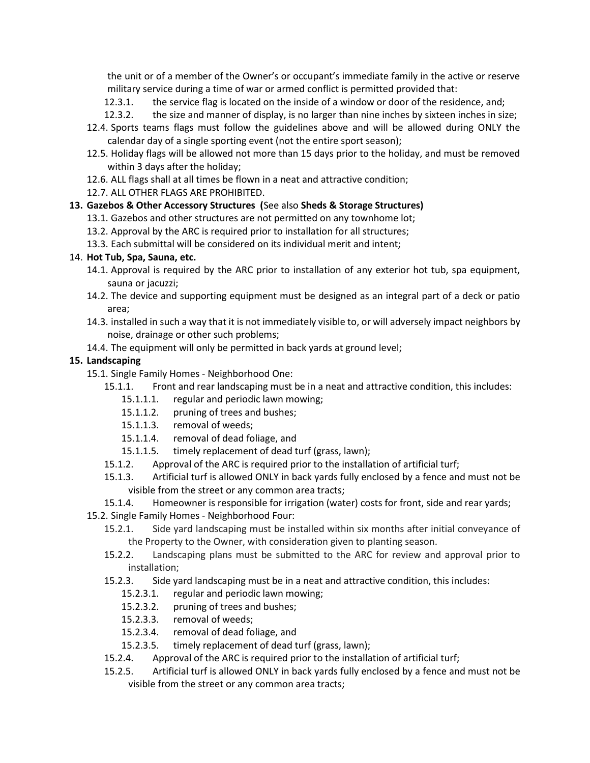the unit or of a member of the Owner's or occupant's immediate family in the active or reserve military service during a time of war or armed conflict is permitted provided that:

- 12.3.1. the service flag is located on the inside of a window or door of the residence, and;
- 12.3.2. the size and manner of display, is no larger than nine inches by sixteen inches in size;

12.4. Sports teams flags must follow the guidelines above and will be allowed during ONLY the calendar day of a single sporting event (not the entire sport season);

12.5. Holiday flags will be allowed not more than 15 days prior to the holiday, and must be removed within 3 days after the holiday;

12.6. ALL flags shall at all times be flown in a neat and attractive condition;

12.7. ALL OTHER FLAGS ARE PROHIBITED.

**13. Gazebos & Other Accessory Structures (**See also **Sheds & Storage Structures)**

13.1. Gazebos and other structures are not permitted on any townhome lot;

13.2. Approval by the ARC is required prior to installation for all structures;

13.3. Each submittal will be considered on its individual merit and intent;

14. **Hot Tub, Spa, Sauna, etc.**

14.1. Approval is required by the ARC prior to installation of any exterior hot tub, spa equipment, sauna or jacuzzi;

14.2. The device and supporting equipment must be designed as an integral part of a deck or patio area;

14.3. installed in such a way that it is not immediately visible to, or will adversely impact neighbors by noise, drainage or other such problems;

14.4. The equipment will only be permitted in back yards at ground level;

**15. Landscaping**

15.1. Single Family Homes - Neighborhood One:

- 15.1.1. Front and rear landscaping must be in a neat and attractive condition, this includes:
  - 15.1.1.1. regular and periodic lawn mowing;
  - 15.1.1.2. pruning of trees and bushes;
  - 15.1.1.3. removal of weeds;
  - 15.1.1.4. removal of dead foliage, and
  - 15.1.1.5. timely replacement of dead turf (grass, lawn);
- 15.1.2. Approval of the ARC is required prior to the installation of artificial turf;
- 15.1.3. Artificial turf is allowed ONLY in back yards fully enclosed by a fence and must not be visible from the street or any common area tracts;
- 15.1.4. Homeowner is responsible for irrigation (water) costs for front, side and rear yards;

15.2. Single Family Homes - Neighborhood Four:

- 15.2.1. Side yard landscaping must be installed within six months after initial conveyance of the Property to the Owner, with consideration given to planting season.
- 15.2.2. Landscaping plans must be submitted to the ARC for review and approval prior to installation;
- 15.2.3. Side yard landscaping must be in a neat and attractive condition, this includes:
  - 15.2.3.1. regular and periodic lawn mowing;
  - 15.2.3.2. pruning of trees and bushes;
  - 15.2.3.3. removal of weeds;
  - 15.2.3.4. removal of dead foliage, and
  - 15.2.3.5. timely replacement of dead turf (grass, lawn);
- 15.2.4. Approval of the ARC is required prior to the installation of artificial turf;
- 15.2.5. Artificial turf is allowed ONLY in back yards fully enclosed by a fence and must not be visible from the street or any common area tracts;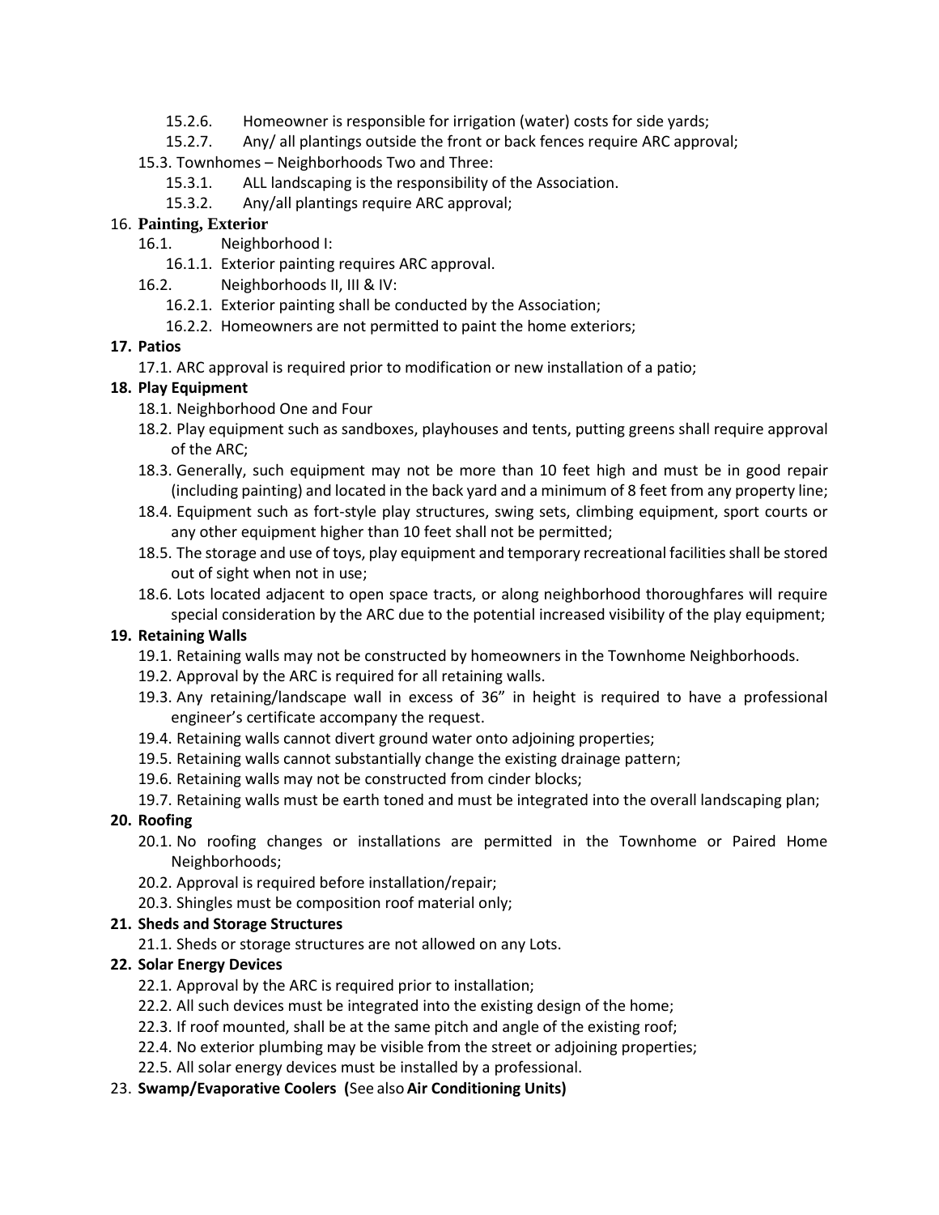15.2.6. Homeowner is responsible for irrigation (water) costs for side yards;

15.2.7. Any/ all plantings outside the front or back fences require ARC approval;

15.3. Townhomes – Neighborhoods Two and Three:

15.3.1. ALL landscaping is the responsibility of the Association.

15.3.2. Any/all plantings require ARC approval;

16. **Painting, Exterior**

16.1. Neighborhood I:

16.1.1. Exterior painting requires ARC approval.

16.2. Neighborhoods II, III & IV:

16.2.1. Exterior painting shall be conducted by the Association;

16.2.2. Homeowners are not permitted to paint the home exteriors;

17. **Patios**

17.1. ARC approval is required prior to modification or new installation of a patio;

18. **Play Equipment**

18.1. Neighborhood One and Four

18.2. Play equipment such as sandboxes, playhouses and tents, putting greens shall require approval of the ARC;

18.3. Generally, such equipment may not be more than 10 feet high and must be in good repair (including painting) and located in the back yard and a minimum of 8 feet from any property line;

18.4. Equipment such as fort-style play structures, swing sets, climbing equipment, sport courts or any other equipment higher than 10 feet shall not be permitted;

18.5. The storage and use of toys, play equipment and temporary recreational facilities shall be stored out of sight when not in use;

18.6. Lots located adjacent to open space tracts, or along neighborhood thoroughfares will require special consideration by the ARC due to the potential increased visibility of the play equipment;

19. **Retaining Walls**

19.1. Retaining walls may not be constructed by homeowners in the Townhome Neighborhoods.

19.2. Approval by the ARC is required for all retaining walls.

19.3. Any retaining/landscape wall in excess of 36" in height is required to have a professional engineer's certificate accompany the request.

19.4. Retaining walls cannot divert ground water onto adjoining properties;

19.5. Retaining walls cannot substantially change the existing drainage pattern;

19.6. Retaining walls may not be constructed from cinder blocks;

19.7. Retaining walls must be earth toned and must be integrated into the overall landscaping plan;

20. **Roofing**

20.1. No roofing changes or installations are permitted in the Townhome or Paired Home Neighborhoods;

20.2. Approval is required before installation/repair;

20.3. Shingles must be composition roof material only;

21. **Sheds and Storage Structures**

21.1. Sheds or storage structures are not allowed on any Lots.

22. **Solar Energy Devices**

22.1. Approval by the ARC is required prior to installation;

22.2. All such devices must be integrated into the existing design of the home;

22.3. If roof mounted, shall be at the same pitch and angle of the existing roof;

22.4. No exterior plumbing may be visible from the street or adjoining properties;

22.5. All solar energy devices must be installed by a professional.

23. **Swamp/Evaporative Coolers (**See also **Air Conditioning Units)**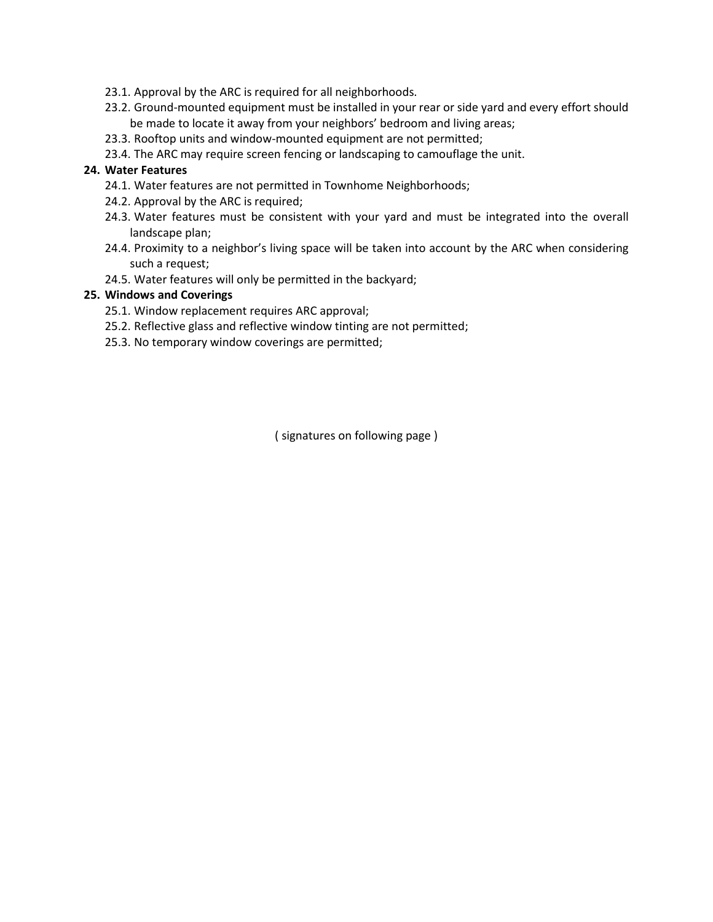23.1. Approval by the ARC is required for all neighborhoods.

23.2. Ground-mounted equipment must be installed in your rear or side yard and every effort should be made to locate it away from your neighbors' bedroom and living areas;

23.3. Rooftop units and window-mounted equipment are not permitted;

23.4. The ARC may require screen fencing or landscaping to camouflage the unit.

**24. Water Features**

24.1. Water features are not permitted in Townhome Neighborhoods;

24.2. Approval by the ARC is required;

24.3. Water features must be consistent with your yard and must be integrated into the overall landscape plan;

24.4. Proximity to a neighbor's living space will be taken into account by the ARC when considering such a request;

24.5. Water features will only be permitted in the backyard;

**25. Windows and Coverings**

25.1. Window replacement requires ARC approval;

25.2. Reflective glass and reflective window tinting are not permitted;

25.3. No temporary window coverings are permitted;

( signatures on following page )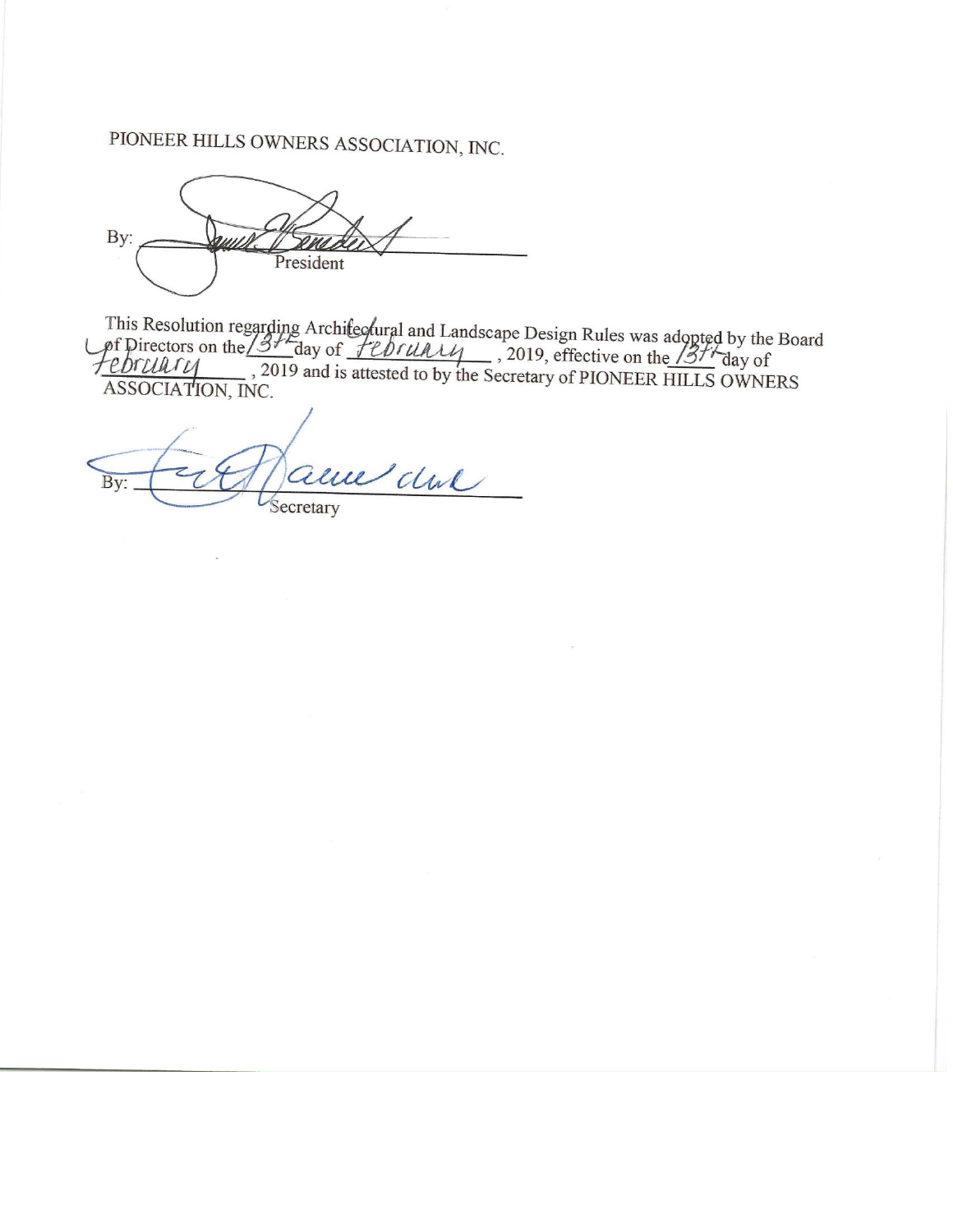PIONEER HILLS OWNERS ASSOCIATION, INC.

By: ______________________________
President

This Resolution regarding Architectural and Landscape Design Rules was adopted by the Board of Directors on the 13th day of February, 2019, effective on the 13th day of February, 2019 and is attested to by the Secretary of PIONEER HILLS OWNERS ASSOCIATION, INC.

By: ______________________________
Secretary